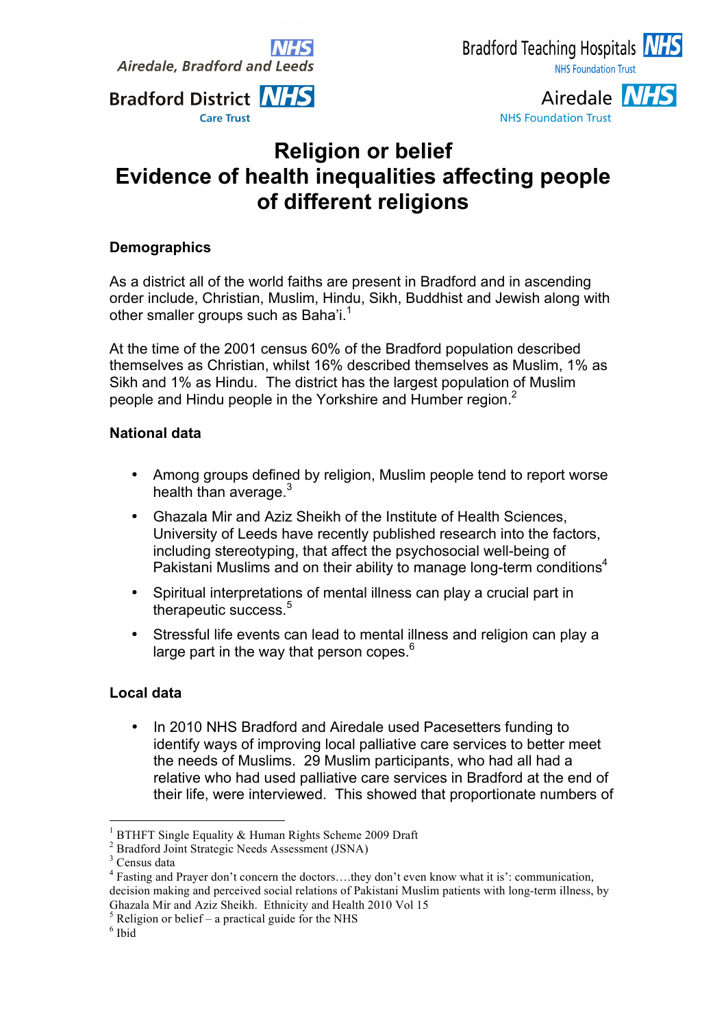Airedale, Bradford and Leeds NHS

Bradford District NHS Care Trust

Bradford Teaching Hospitals NHS Foundation Trust

Airedale NHS Foundation Trust

# Religion or belief
# Evidence of health inequalities affecting people of different religions

## Demographics

As a district all of the world faiths are present in Bradford and in ascending order include, Christian, Muslim, Hindu, Sikh, Buddhist and Jewish along with other smaller groups such as Baha'i.[1]

At the time of the 2001 census 60% of the Bradford population described themselves as Christian, whilst 16% described themselves as Muslim, 1% as Sikh and 1% as Hindu. The district has the largest population of Muslim people and Hindu people in the Yorkshire and Humber region.[2]

## National data

- Among groups defined by religion, Muslim people tend to report worse health than average.[3]
- Ghazala Mir and Aziz Sheikh of the Institute of Health Sciences, University of Leeds have recently published research into the factors, including stereotyping, that affect the psychosocial well-being of Pakistani Muslims and on their ability to manage long-term conditions[4]
- Spiritual interpretations of mental illness can play a crucial part in therapeutic success.[5]
- Stressful life events can lead to mental illness and religion can play a large part in the way that person copes.[6]

## Local data

- In 2010 NHS Bradford and Airedale used Pacesetters funding to identify ways of improving local palliative care services to better meet the needs of Muslims. 29 Muslim participants, who had all had a relative who had used palliative care services in Bradford at the end of their life, were interviewed. This showed that proportionate numbers of

---

[1] BTHFT Single Equality & Human Rights Scheme 2009 Draft

[2] Bradford Joint Strategic Needs Assessment (JSNA)

[3] Census data

[4] Fasting and Prayer don't concern the doctors….they don't even know what it is': communication, decision making and perceived social relations of Pakistani Muslim patients with long-term illness, by Ghazala Mir and Aziz Sheikh. Ethnicity and Health 2010 Vol 15

[5] Religion or belief – a practical guide for the NHS

[6] Ibid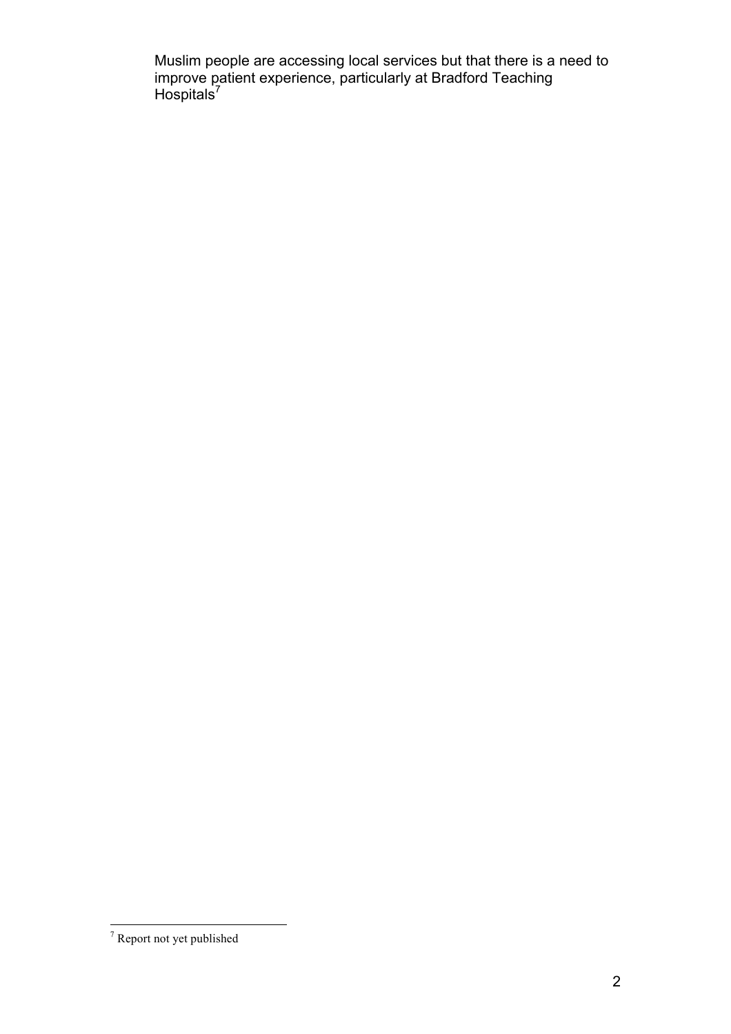Muslim people are accessing local services but that there is a need to improve patient experience, particularly at Bradford Teaching Hospitals[7]

[7] Report not yet published